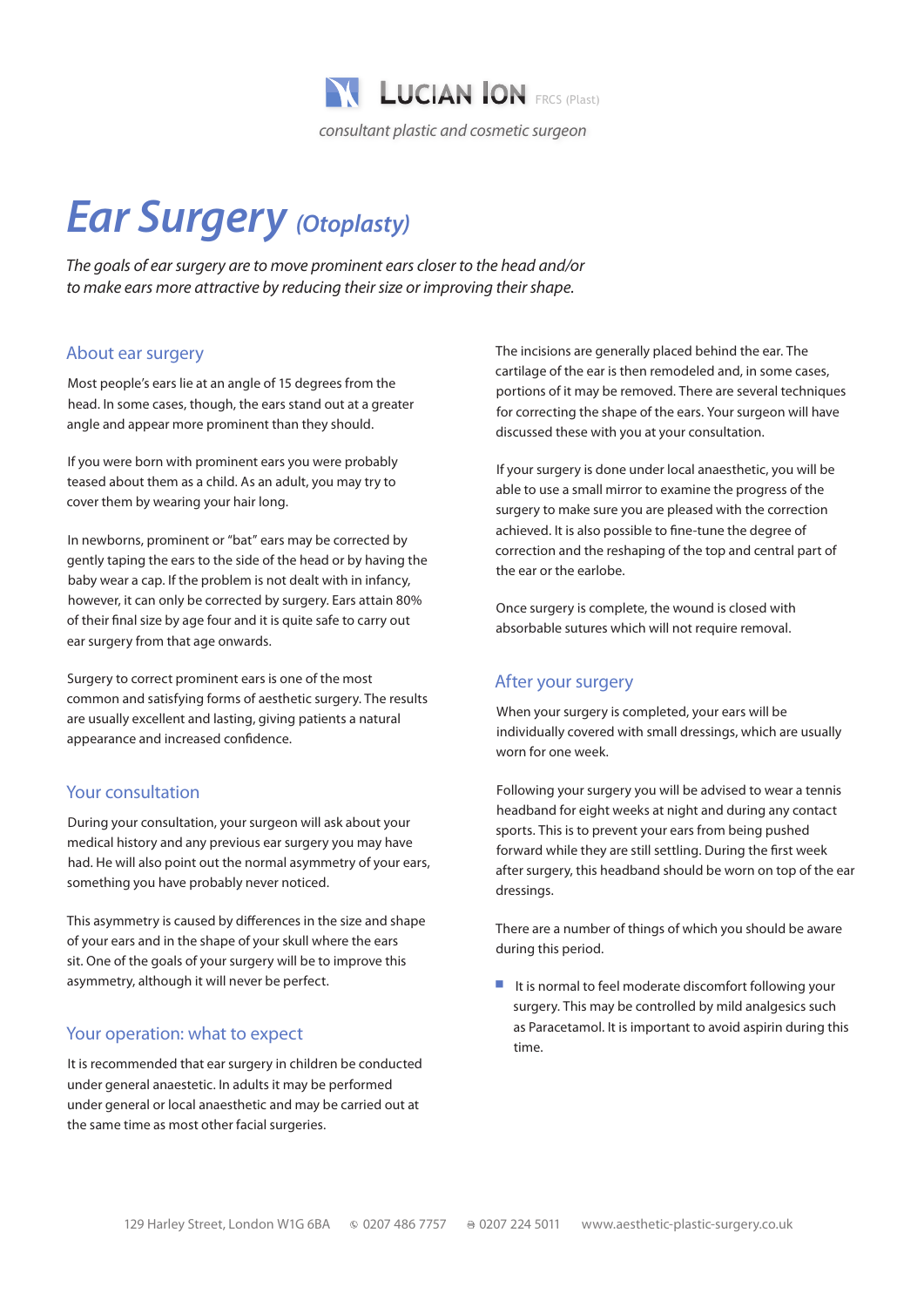LUCIAN ION FRCS (Plast)

*consultant plastic and cosmetic surgeon*

# Ear Surgery *(Otoplasty)*

*The goals of ear surgery are to move prominent ears closer to the head and/or to make ears more attractive by reducing their size or improving their shape.*

## About ear surgery

Most people's ears lie at an angle of 15 degrees from the head. In some cases, though, the ears stand out at a greater angle and appear more prominent than they should.

If you were born with prominent ears you were probably teased about them as a child. As an adult, you may try to cover them by wearing your hair long.

In newborns, prominent or "bat" ears may be corrected by gently taping the ears to the side of the head or by having the baby wear a cap. If the problem is not dealt with in infancy, however, it can only be corrected by surgery. Ears attain 80% of their final size by age four and it is quite safe to carry out ear surgery from that age onwards.

Surgery to correct prominent ears is one of the most common and satisfying forms of aesthetic surgery. The results are usually excellent and lasting, giving patients a natural appearance and increased confidence.

## Your consultation

During your consultation, your surgeon will ask about your medical history and any previous ear surgery you may have had. He will also point out the normal asymmetry of your ears, something you have probably never noticed.

This asymmetry is caused by differences in the size and shape of your ears and in the shape of your skull where the ears sit. One of the goals of your surgery will be to improve this asymmetry, although it will never be perfect.

## Your operation: what to expect

It is recommended that ear surgery in children be conducted under general anaestetic. In adults it may be performed under general or local anaesthetic and may be carried out at the same time as most other facial surgeries.

The incisions are generally placed behind the ear. The cartilage of the ear is then remodeled and, in some cases, portions of it may be removed. There are several techniques for correcting the shape of the ears. Your surgeon will have discussed these with you at your consultation.

If your surgery is done under local anaesthetic, you will be able to use a small mirror to examine the progress of the surgery to make sure you are pleased with the correction achieved. It is also possible to fine-tune the degree of correction and the reshaping of the top and central part of the ear or the earlobe.

Once surgery is complete, the wound is closed with absorbable sutures which will not require removal.

## After your surgery

When your surgery is completed, your ears will be individually covered with small dressings, which are usually worn for one week.

Following your surgery you will be advised to wear a tennis headband for eight weeks at night and during any contact sports. This is to prevent your ears from being pushed forward while they are still settling. During the first week after surgery, this headband should be worn on top of the ear dressings.

There are a number of things of which you should be aware during this period.

- It is normal to feel moderate discomfort following your surgery. This may be controlled by mild analgesics such as Paracetamol. It is important to avoid aspirin during this time.

129 Harley Street, London W1G 6BA ✆ 0207 486 7757 ⎙ 0207 224 5011 www.aesthetic-plastic-surgery.co.uk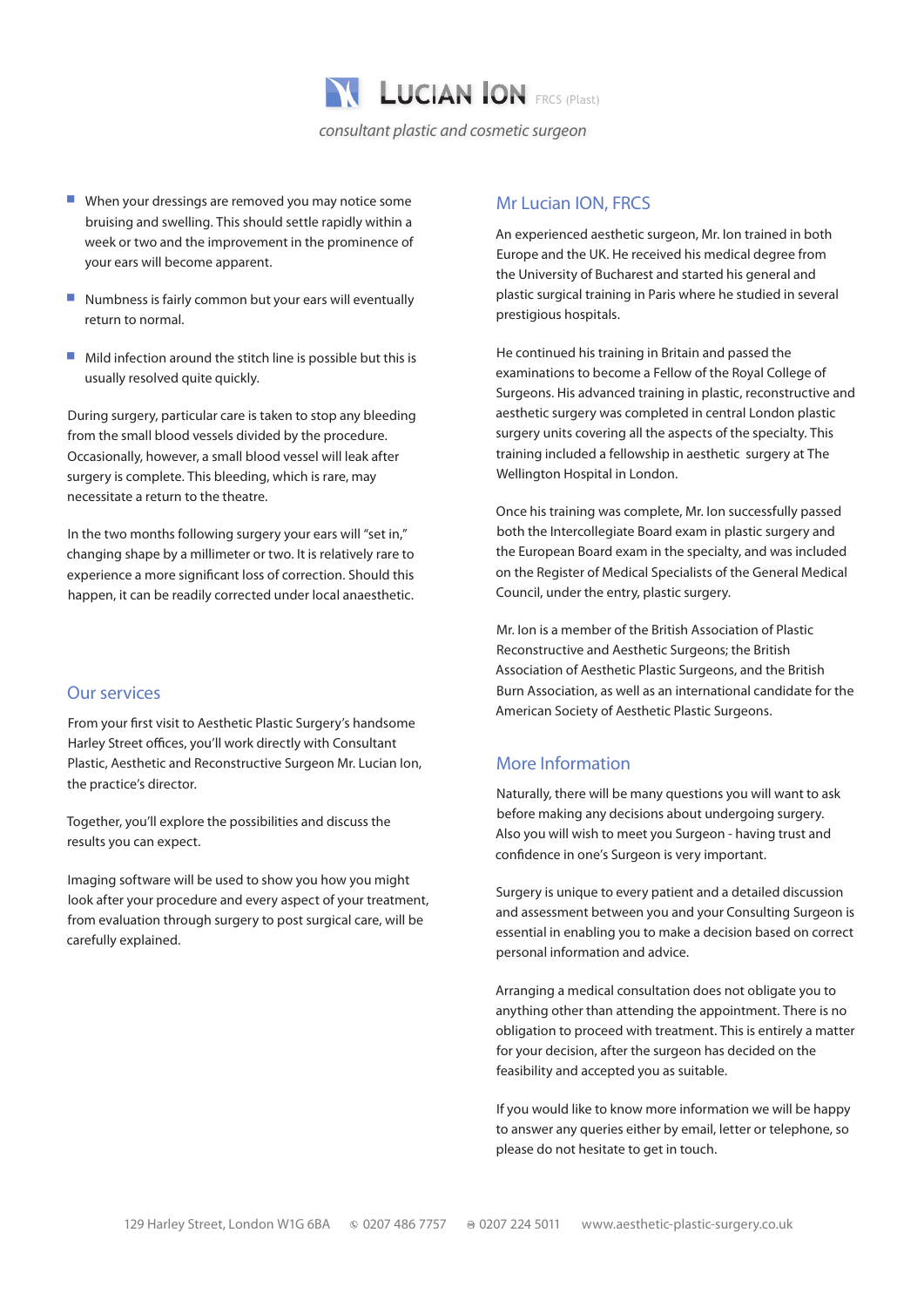# LUCIAN ION FRCS (Plast)

*consultant plastic and cosmetic surgeon*

- When your dressings are removed you may notice some bruising and swelling. This should settle rapidly within a week or two and the improvement in the prominence of your ears will become apparent.
- Numbness is fairly common but your ears will eventually return to normal.
- Mild infection around the stitch line is possible but this is usually resolved quite quickly.

During surgery, particular care is taken to stop any bleeding from the small blood vessels divided by the procedure. Occasionally, however, a small blood vessel will leak after surgery is complete. This bleeding, which is rare, may necessitate a return to the theatre.

In the two months following surgery your ears will "set in," changing shape by a millimeter or two. It is relatively rare to experience a more significant loss of correction. Should this happen, it can be readily corrected under local anaesthetic.

## Our services

From your first visit to Aesthetic Plastic Surgery's handsome Harley Street offices, you'll work directly with Consultant Plastic, Aesthetic and Reconstructive Surgeon Mr. Lucian Ion, the practice's director.

Together, you'll explore the possibilities and discuss the results you can expect.

Imaging software will be used to show you how you might look after your procedure and every aspect of your treatment, from evaluation through surgery to post surgical care, will be carefully explained.

## Mr Lucian ION, FRCS

An experienced aesthetic surgeon, Mr. Ion trained in both Europe and the UK. He received his medical degree from the University of Bucharest and started his general and plastic surgical training in Paris where he studied in several prestigious hospitals.

He continued his training in Britain and passed the examinations to become a Fellow of the Royal College of Surgeons. His advanced training in plastic, reconstructive and aesthetic surgery was completed in central London plastic surgery units covering all the aspects of the specialty. This training included a fellowship in aesthetic surgery at The Wellington Hospital in London.

Once his training was complete, Mr. Ion successfully passed both the Intercollegiate Board exam in plastic surgery and the European Board exam in the specialty, and was included on the Register of Medical Specialists of the General Medical Council, under the entry, plastic surgery.

Mr. Ion is a member of the British Association of Plastic Reconstructive and Aesthetic Surgeons; the British Association of Aesthetic Plastic Surgeons, and the British Burn Association, as well as an international candidate for the American Society of Aesthetic Plastic Surgeons.

## More Information

Naturally, there will be many questions you will want to ask before making any decisions about undergoing surgery. Also you will wish to meet you Surgeon - having trust and confidence in one's Surgeon is very important.

Surgery is unique to every patient and a detailed discussion and assessment between you and your Consulting Surgeon is essential in enabling you to make a decision based on correct personal information and advice.

Arranging a medical consultation does not obligate you to anything other than attending the appointment. There is no obligation to proceed with treatment. This is entirely a matter for your decision, after the surgeon has decided on the feasibility and accepted you as suitable.

If you would like to know more information we will be happy to answer any queries either by email, letter or telephone, so please do not hesitate to get in touch.

129 Harley Street, London W1G 6BA ✆ 0207 486 7757 🖷 0207 224 5011 www.aesthetic-plastic-surgery.co.uk